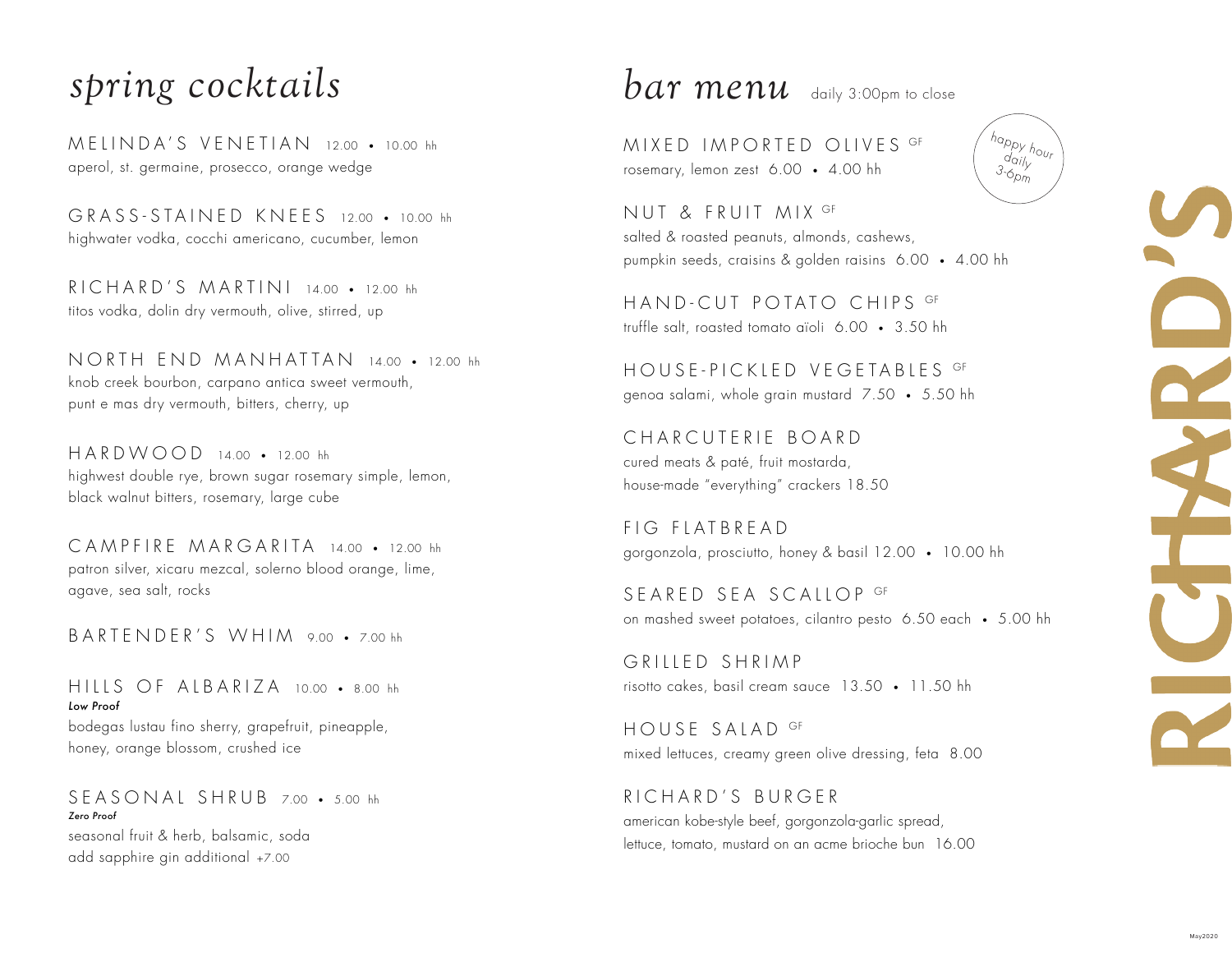# spring cocktails

## MELINDA'S VENETIAN 12.00 • 10.00 hh
aperol, st. germaine, prosecco, orange wedge

## GRASS-STAINED KNEES 12.00 • 10.00 hh
highwater vodka, cocchi americano, cucumber, lemon

## RICHARD'S MARTINI 14.00 • 12.00 hh
titos vodka, dolin dry vermouth, olive, stirred, up

## NORTH END MANHATTAN 14.00 • 12.00 hh
knob creek bourbon, carpano antica sweet vermouth, punt e mas dry vermouth, bitters, cherry, up

## HARDWOOD 14.00 • 12.00 hh
highwest double rye, brown sugar rosemary simple, lemon, black walnut bitters, rosemary, large cube

## CAMPFIRE MARGARITA 14.00 • 12.00 hh
patron silver, xicaru mezcal, solerno blood orange, lime, agave, sea salt, rocks

## BARTENDER'S WHIM 9.00 • 7.00 hh

## HILLS OF ALBARIZA 10.00 • 8.00 hh
*Low Proof*

bodegas lustau fino sherry, grapefruit, pineapple, honey, orange blossom, crushed ice

## SEASONAL SHRUB 7.00 • 5.00 hh
*Zero Proof*

seasonal fruit & herb, balsamic, soda
add sapphire gin additional +7.00

# bar menu
daily 3:00pm to close

*happy hour daily 3-6pm*

## MIXED IMPORTED OLIVES GF
rosemary, lemon zest 6.00 • 4.00 hh

## NUT & FRUIT MIX GF
salted & roasted peanuts, almonds, cashews, pumpkin seeds, craisins & golden raisins 6.00 • 4.00 hh

## HAND-CUT POTATO CHIPS GF
truffle salt, roasted tomato aïoli 6.00 • 3.50 hh

## HOUSE-PICKLED VEGETABLES GF
genoa salami, whole grain mustard 7.50 • 5.50 hh

## CHARCUTERIE BOARD
cured meats & paté, fruit mostarda, house-made "everything" crackers 18.50

## FIG FLATBREAD
gorgonzola, prosciutto, honey & basil 12.00 • 10.00 hh

## SEARED SEA SCALLOP GF
on mashed sweet potatoes, cilantro pesto 6.50 each • 5.00 hh

## GRILLED SHRIMP
risotto cakes, basil cream sauce 13.50 • 11.50 hh

## HOUSE SALAD GF
mixed lettuces, creamy green olive dressing, feta 8.00

## RICHARD'S BURGER
american kobe-style beef, gorgonzola-garlic spread, lettuce, tomato, mustard on an acme brioche bun 16.00

RICHARD'S

May2020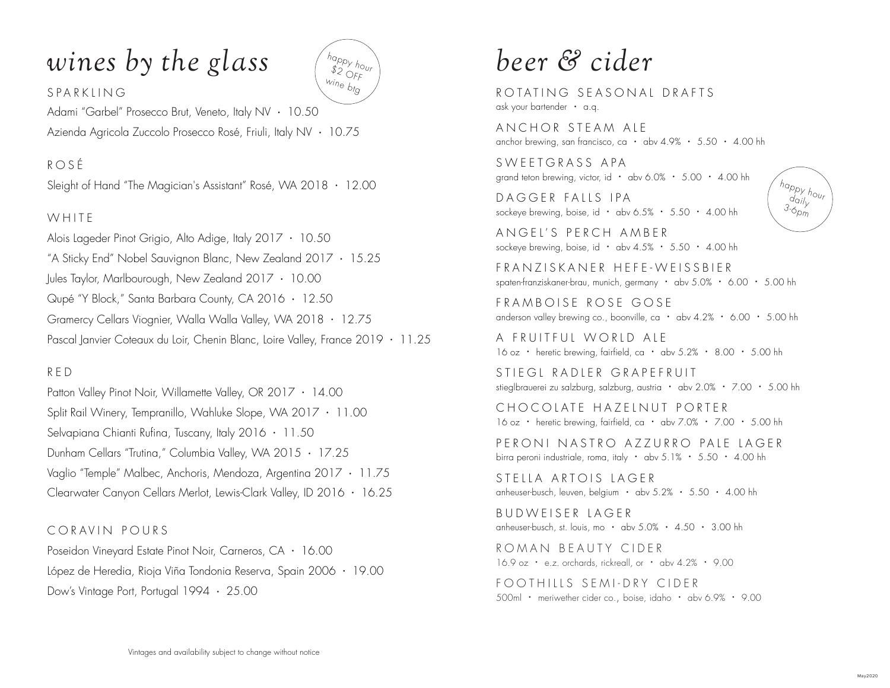# wines by the glass

*happy hour $2 OFF wine btg*

## SPARKLING

Adami "Garbel" Prosecco Brut, Veneto, Italy NV · 10.50

Azienda Agricola Zuccolo Prosecco Rosé, Friuli, Italy NV · 10.75

## ROSÉ

Sleight of Hand "The Magician's Assistant" Rosé, WA 2018 · 12.00

## WHITE

Alois Lageder Pinot Grigio, Alto Adige, Italy 2017 · 10.50

"A Sticky End" Nobel Sauvignon Blanc, New Zealand 2017 · 15.25

Jules Taylor, Marlbourough, New Zealand 2017 · 10.00

Qupé "Y Block," Santa Barbara County, CA 2016 · 12.50

Gramercy Cellars Viognier, Walla Walla Valley, WA 2018 · 12.75

Pascal Janvier Coteaux du Loir, Chenin Blanc, Loire Valley, France 2019 · 11.25

## RED

Patton Valley Pinot Noir, Willamette Valley, OR 2017 · 14.00

Split Rail Winery, Tempranillo, Wahluke Slope, WA 2017 · 11.00

Selvapiana Chianti Rufina, Tuscany, Italy 2016 · 11.50

Dunham Cellars "Trutina," Columbia Valley, WA 2015 · 17.25

Vaglio "Temple" Malbec, Anchoris, Mendoza, Argentina 2017 · 11.75

Clearwater Canyon Cellars Merlot, Lewis-Clark Valley, ID 2016 · 16.25

## CORAVIN POURS

Poseidon Vineyard Estate Pinot Noir, Carneros, CA · 16.00

López de Heredia, Rioja Viña Tondonia Reserva, Spain 2006 · 19.00

Dow's Vintage Port, Portugal 1994 · 25.00

Vintages and availability subject to change without notice

# beer & cider

*happy hour daily 3-6pm*

## ROTATING SEASONAL DRAFTS
ask your bartender · a.q.

## ANCHOR STEAM ALE
anchor brewing, san francisco, ca · abv 4.9% · 5.50 · 4.00 hh

## SWEETGRASS APA
grand teton brewing, victor, id · abv 6.0% · 5.00 · 4.00 hh

## DAGGER FALLS IPA
sockeye brewing, boise, id · abv 6.5% · 5.50 · 4.00 hh

## ANGEL'S PERCH AMBER
sockeye brewing, boise, id · abv 4.5% · 5.50 · 4.00 hh

## FRANZISKANER HEFE-WEISSBIER
spaten-franziskaner-brau, munich, germany · abv 5.0% · 6.00 · 5.00 hh

## FRAMBOISE ROSE GOSE
anderson valley brewing co., boonville, ca · abv 4.2% · 6.00 · 5.00 hh

## A FRUITFUL WORLD ALE
16 oz · heretic brewing, fairfield, ca · abv 5.2% · 8.00 · 5.00 hh

## STIEGL RADLER GRAPEFRUIT
stieglbrauerei zu salzburg, salzburg, austria · abv 2.0% · 7.00 · 5.00 hh

## CHOCOLATE HAZELNUT PORTER
16 oz · heretic brewing, fairfield, ca · abv 7.0% · 7.00 · 5.00 hh

## PERONI NASTRO AZZURRO PALE LAGER
birra peroni industriale, roma, italy · abv 5.1% · 5.50 · 4.00 hh

## STELLA ARTOIS LAGER
anheuser-busch, leuven, belgium · abv 5.2% · 5.50 · 4.00 hh

## BUDWEISER LAGER
anheuser-busch, st. louis, mo · abv 5.0% · 4.50 · 3.00 hh

## ROMAN BEAUTY CIDER
16.9 oz · e.z. orchards, rickreall, or · abv 4.2% · 9.00

## FOOTHILLS SEMI-DRY CIDER
500ml · meriwether cider co., boise, idaho · abv 6.9% · 9.00

May2020